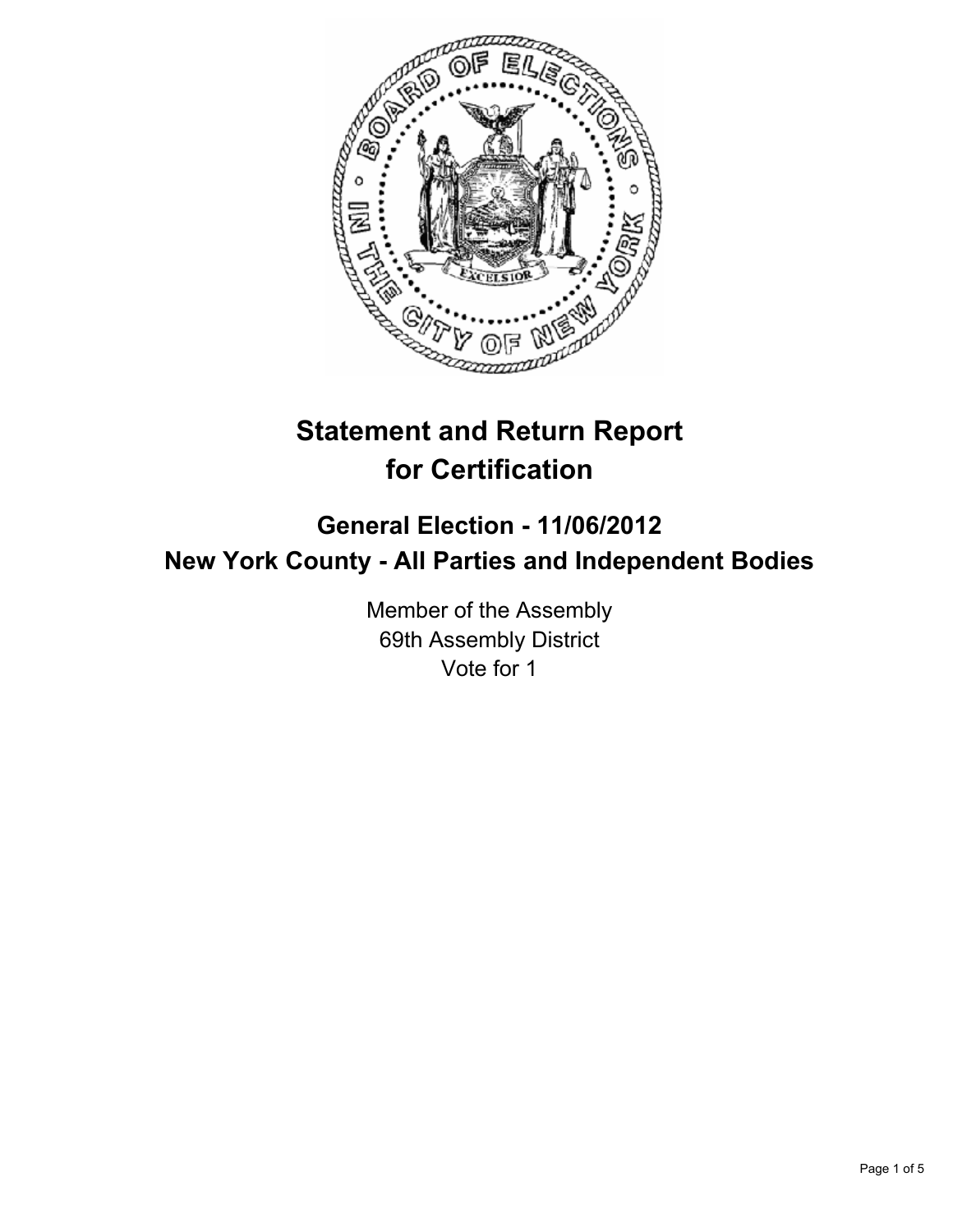# Statement and Return Report for Certification

## General Election - 11/06/2012
## New York County - All Parties and Independent Bodies

Member of the Assembly
69th Assembly District
Vote for 1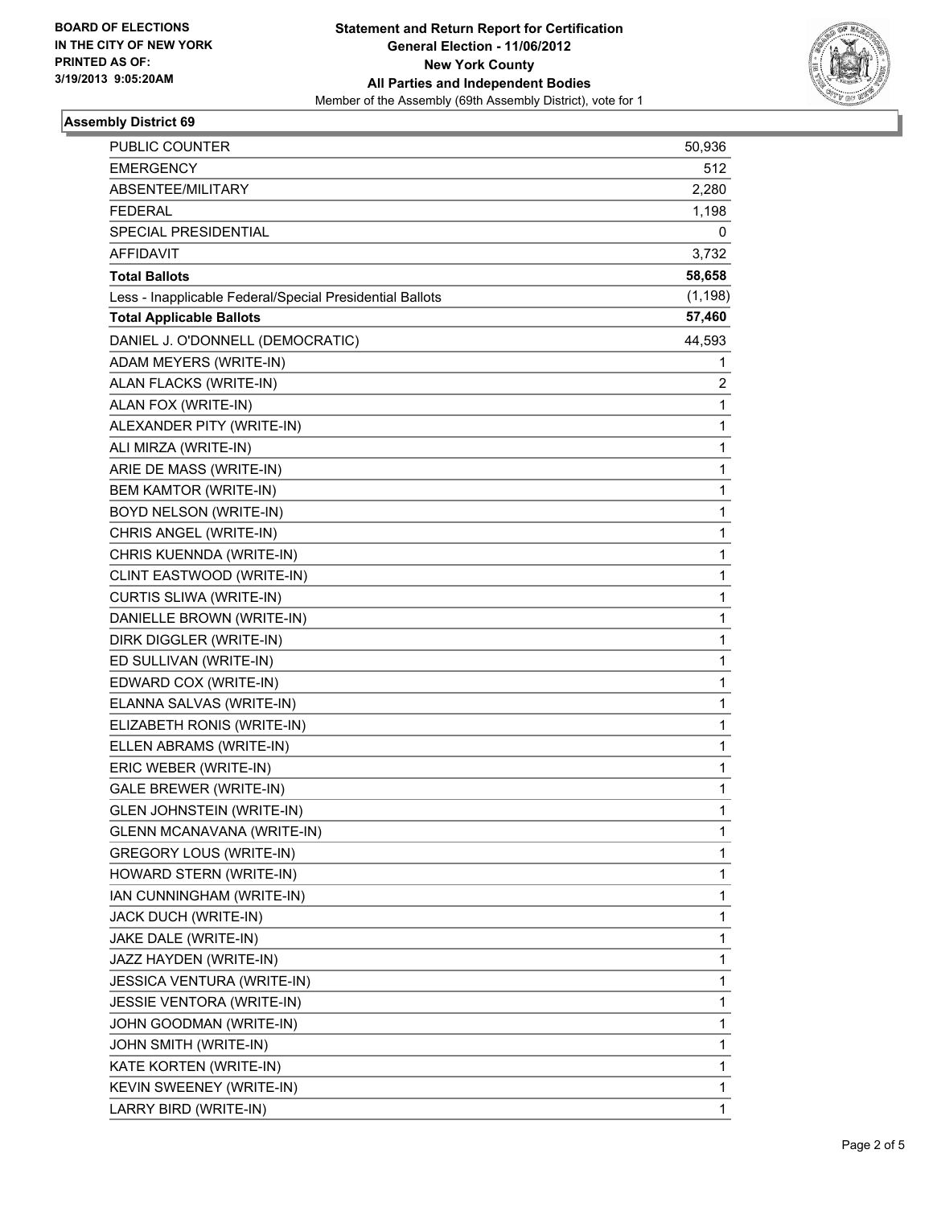**BOARD OF ELECTIONS IN THE CITY OF NEW YORK PRINTED AS OF: 3/19/2013 9:05:20AM**

**Statement and Return Report for Certification**
**General Election - 11/06/2012**
**New York County**
**All Parties and Independent Bodies**
Member of the Assembly (69th Assembly District), vote for 1

### Assembly District 69

| | |
|---|---|
| PUBLIC COUNTER | 50,936 |
| EMERGENCY | 512 |
| ABSENTEE/MILITARY | 2,280 |
| FEDERAL | 1,198 |
| SPECIAL PRESIDENTIAL | 0 |
| AFFIDAVIT | 3,732 |
| **Total Ballots** | **58,658** |
| Less - Inapplicable Federal/Special Presidential Ballots | (1,198) |
| **Total Applicable Ballots** | **57,460** |
| DANIEL J. O'DONNELL (DEMOCRATIC) | 44,593 |
| ADAM MEYERS (WRITE-IN) | 1 |
| ALAN FLACKS (WRITE-IN) | 2 |
| ALAN FOX (WRITE-IN) | 1 |
| ALEXANDER PITY (WRITE-IN) | 1 |
| ALI MIRZA (WRITE-IN) | 1 |
| ARIE DE MASS (WRITE-IN) | 1 |
| BEM KAMTOR (WRITE-IN) | 1 |
| BOYD NELSON (WRITE-IN) | 1 |
| CHRIS ANGEL (WRITE-IN) | 1 |
| CHRIS KUENNDA (WRITE-IN) | 1 |
| CLINT EASTWOOD (WRITE-IN) | 1 |
| CURTIS SLIWA (WRITE-IN) | 1 |
| DANIELLE BROWN (WRITE-IN) | 1 |
| DIRK DIGGLER (WRITE-IN) | 1 |
| ED SULLIVAN (WRITE-IN) | 1 |
| EDWARD COX (WRITE-IN) | 1 |
| ELANNA SALVAS (WRITE-IN) | 1 |
| ELIZABETH RONIS (WRITE-IN) | 1 |
| ELLEN ABRAMS (WRITE-IN) | 1 |
| ERIC WEBER (WRITE-IN) | 1 |
| GALE BREWER (WRITE-IN) | 1 |
| GLEN JOHNSTEIN (WRITE-IN) | 1 |
| GLENN MCANAVANA (WRITE-IN) | 1 |
| GREGORY LOUS (WRITE-IN) | 1 |
| HOWARD STERN (WRITE-IN) | 1 |
| IAN CUNNINGHAM (WRITE-IN) | 1 |
| JACK DUCH (WRITE-IN) | 1 |
| JAKE DALE (WRITE-IN) | 1 |
| JAZZ HAYDEN (WRITE-IN) | 1 |
| JESSICA VENTURA (WRITE-IN) | 1 |
| JESSIE VENTORA (WRITE-IN) | 1 |
| JOHN GOODMAN (WRITE-IN) | 1 |
| JOHN SMITH (WRITE-IN) | 1 |
| KATE KORTEN (WRITE-IN) | 1 |
| KEVIN SWEENEY (WRITE-IN) | 1 |
| LARRY BIRD (WRITE-IN) | 1 |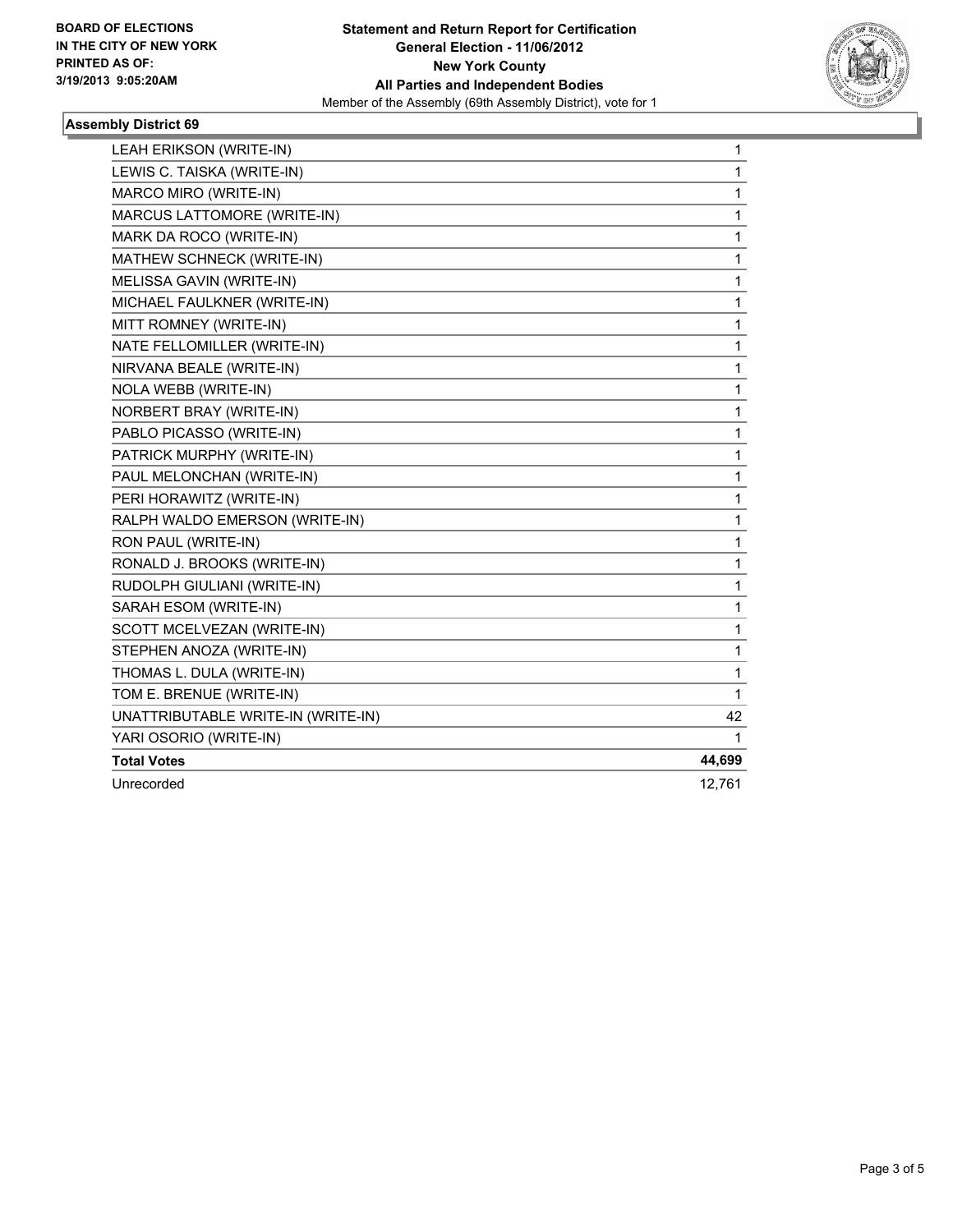**BOARD OF ELECTIONS IN THE CITY OF NEW YORK PRINTED AS OF: 3/19/2013 9:05:20AM**

**Statement and Return Report for Certification**
**General Election - 11/06/2012**
**New York County**
**All Parties and Independent Bodies**
Member of the Assembly (69th Assembly District), vote for 1

### Assembly District 69

| | |
|---|---|
| LEAH ERIKSON (WRITE-IN) | 1 |
| LEWIS C. TAISKA (WRITE-IN) | 1 |
| MARCO MIRO (WRITE-IN) | 1 |
| MARCUS LATTOMORE (WRITE-IN) | 1 |
| MARK DA ROCO (WRITE-IN) | 1 |
| MATHEW SCHNECK (WRITE-IN) | 1 |
| MELISSA GAVIN (WRITE-IN) | 1 |
| MICHAEL FAULKNER (WRITE-IN) | 1 |
| MITT ROMNEY (WRITE-IN) | 1 |
| NATE FELLOMILLER (WRITE-IN) | 1 |
| NIRVANA BEALE (WRITE-IN) | 1 |
| NOLA WEBB (WRITE-IN) | 1 |
| NORBERT BRAY (WRITE-IN) | 1 |
| PABLO PICASSO (WRITE-IN) | 1 |
| PATRICK MURPHY (WRITE-IN) | 1 |
| PAUL MELONCHAN (WRITE-IN) | 1 |
| PERI HORAWITZ (WRITE-IN) | 1 |
| RALPH WALDO EMERSON (WRITE-IN) | 1 |
| RON PAUL (WRITE-IN) | 1 |
| RONALD J. BROOKS (WRITE-IN) | 1 |
| RUDOLPH GIULIANI (WRITE-IN) | 1 |
| SARAH ESOM (WRITE-IN) | 1 |
| SCOTT MCELVEZAN (WRITE-IN) | 1 |
| STEPHEN ANOZA (WRITE-IN) | 1 |
| THOMAS L. DULA (WRITE-IN) | 1 |
| TOM E. BRENUE (WRITE-IN) | 1 |
| UNATTRIBUTABLE WRITE-IN (WRITE-IN) | 42 |
| YARI OSORIO (WRITE-IN) | 1 |
| **Total Votes** | **44,699** |
| Unrecorded | 12,761 |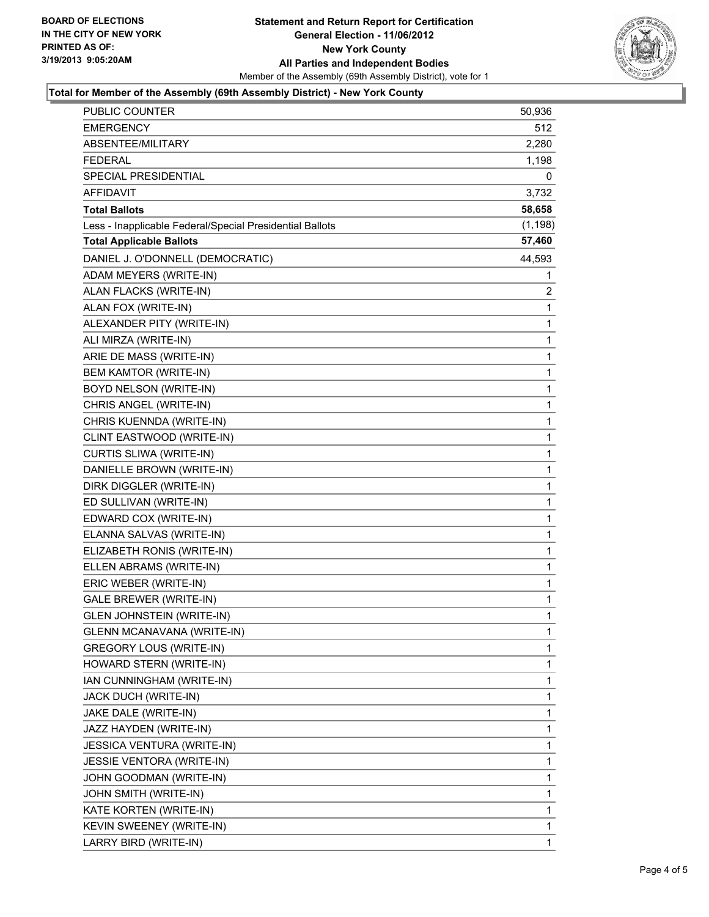**BOARD OF ELECTIONS IN THE CITY OF NEW YORK PRINTED AS OF: 3/19/2013 9:05:20AM**

**Statement and Return Report for Certification**
**General Election - 11/06/2012**
**New York County**
**All Parties and Independent Bodies**
Member of the Assembly (69th Assembly District), vote for 1

**Total for Member of the Assembly (69th Assembly District) - New York County**

| | |
|---|---|
| PUBLIC COUNTER | 50,936 |
| EMERGENCY | 512 |
| ABSENTEE/MILITARY | 2,280 |
| FEDERAL | 1,198 |
| SPECIAL PRESIDENTIAL | 0 |
| AFFIDAVIT | 3,732 |
| **Total Ballots** | **58,658** |
| Less - Inapplicable Federal/Special Presidential Ballots | (1,198) |
| **Total Applicable Ballots** | **57,460** |
| DANIEL J. O'DONNELL (DEMOCRATIC) | 44,593 |
| ADAM MEYERS (WRITE-IN) | 1 |
| ALAN FLACKS (WRITE-IN) | 2 |
| ALAN FOX (WRITE-IN) | 1 |
| ALEXANDER PITY (WRITE-IN) | 1 |
| ALI MIRZA (WRITE-IN) | 1 |
| ARIE DE MASS (WRITE-IN) | 1 |
| BEM KAMTOR (WRITE-IN) | 1 |
| BOYD NELSON (WRITE-IN) | 1 |
| CHRIS ANGEL (WRITE-IN) | 1 |
| CHRIS KUENNDA (WRITE-IN) | 1 |
| CLINT EASTWOOD (WRITE-IN) | 1 |
| CURTIS SLIWA (WRITE-IN) | 1 |
| DANIELLE BROWN (WRITE-IN) | 1 |
| DIRK DIGGLER (WRITE-IN) | 1 |
| ED SULLIVAN (WRITE-IN) | 1 |
| EDWARD COX (WRITE-IN) | 1 |
| ELANNA SALVAS (WRITE-IN) | 1 |
| ELIZABETH RONIS (WRITE-IN) | 1 |
| ELLEN ABRAMS (WRITE-IN) | 1 |
| ERIC WEBER (WRITE-IN) | 1 |
| GALE BREWER (WRITE-IN) | 1 |
| GLEN JOHNSTEIN (WRITE-IN) | 1 |
| GLENN MCANAVANA (WRITE-IN) | 1 |
| GREGORY LOUS (WRITE-IN) | 1 |
| HOWARD STERN (WRITE-IN) | 1 |
| IAN CUNNINGHAM (WRITE-IN) | 1 |
| JACK DUCH (WRITE-IN) | 1 |
| JAKE DALE (WRITE-IN) | 1 |
| JAZZ HAYDEN (WRITE-IN) | 1 |
| JESSICA VENTURA (WRITE-IN) | 1 |
| JESSIE VENTORA (WRITE-IN) | 1 |
| JOHN GOODMAN (WRITE-IN) | 1 |
| JOHN SMITH (WRITE-IN) | 1 |
| KATE KORTEN (WRITE-IN) | 1 |
| KEVIN SWEENEY (WRITE-IN) | 1 |
| LARRY BIRD (WRITE-IN) | 1 |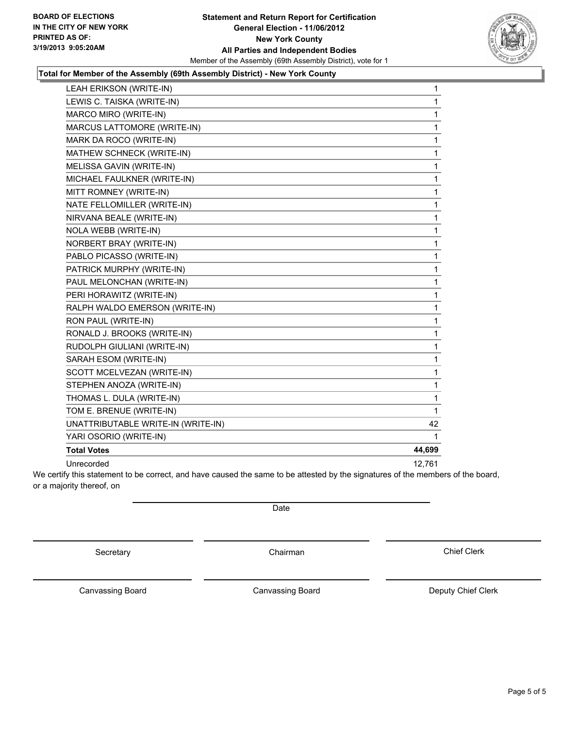**BOARD OF ELECTIONS IN THE CITY OF NEW YORK PRINTED AS OF: 3/19/2013 9:05:20AM**

**Statement and Return Report for Certification**
**General Election - 11/06/2012**
**New York County**
**All Parties and Independent Bodies**
Member of the Assembly (69th Assembly District), vote for 1

**Total for Member of the Assembly (69th Assembly District) - New York County**

| | |
|---|---|
| LEAH ERIKSON (WRITE-IN) | 1 |
| LEWIS C. TAISKA (WRITE-IN) | 1 |
| MARCO MIRO (WRITE-IN) | 1 |
| MARCUS LATTOMORE (WRITE-IN) | 1 |
| MARK DA ROCO (WRITE-IN) | 1 |
| MATHEW SCHNECK (WRITE-IN) | 1 |
| MELISSA GAVIN (WRITE-IN) | 1 |
| MICHAEL FAULKNER (WRITE-IN) | 1 |
| MITT ROMNEY (WRITE-IN) | 1 |
| NATE FELLOMILLER (WRITE-IN) | 1 |
| NIRVANA BEALE (WRITE-IN) | 1 |
| NOLA WEBB (WRITE-IN) | 1 |
| NORBERT BRAY (WRITE-IN) | 1 |
| PABLO PICASSO (WRITE-IN) | 1 |
| PATRICK MURPHY (WRITE-IN) | 1 |
| PAUL MELONCHAN (WRITE-IN) | 1 |
| PERI HORAWITZ (WRITE-IN) | 1 |
| RALPH WALDO EMERSON (WRITE-IN) | 1 |
| RON PAUL (WRITE-IN) | 1 |
| RONALD J. BROOKS (WRITE-IN) | 1 |
| RUDOLPH GIULIANI (WRITE-IN) | 1 |
| SARAH ESOM (WRITE-IN) | 1 |
| SCOTT MCELVEZAN (WRITE-IN) | 1 |
| STEPHEN ANOZA (WRITE-IN) | 1 |
| THOMAS L. DULA (WRITE-IN) | 1 |
| TOM E. BRENUE (WRITE-IN) | 1 |
| UNATTRIBUTABLE WRITE-IN (WRITE-IN) | 42 |
| YARI OSORIO (WRITE-IN) | 1 |
| **Total Votes** | **44,699** |
| Unrecorded | 12,761 |

We certify this statement to be correct, and have caused the same to be attested by the signatures of the members of the board, or a majority thereof, on

Date

Secretary | Chairman | Chief Clerk

Canvassing Board | Canvassing Board | Deputy Chief Clerk